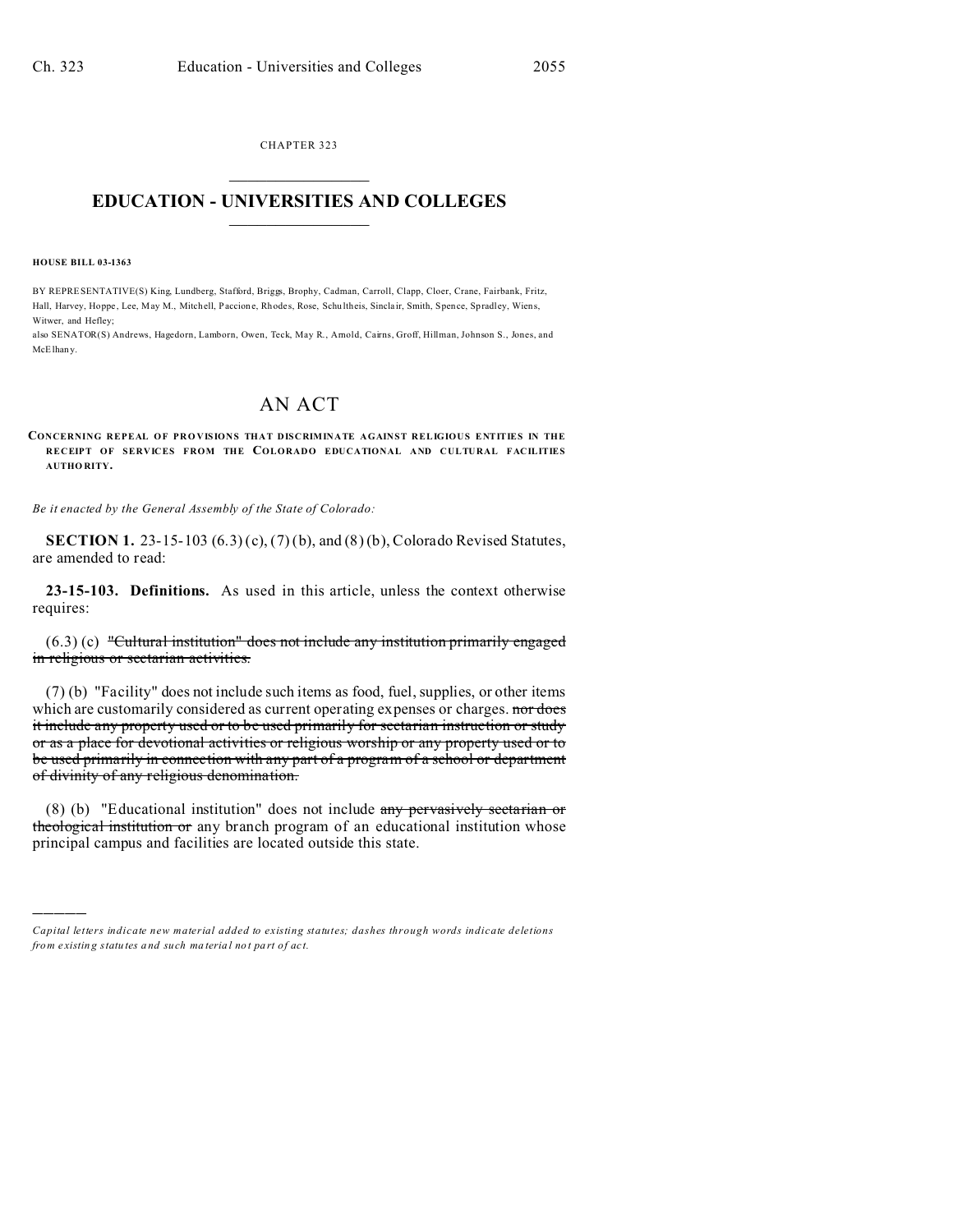CHAPTER 323

# EDUCATION - UNIVERSITIES AND COLLEGES

**HOUSE BILL 03-1363**

BY REPRESENTATIVE(S) King, Lundberg, Stafford, Briggs, Brophy, Cadman, Carroll, Clapp, Cloer, Crane, Fairbank, Fritz, Hall, Harvey, Hoppe, Lee, May M., Mitchell, Paccione, Rhodes, Rose, Schultheis, Sinclair, Smith, Spence, Spradley, Wiens, Witwer, and Hefley;
also SENATOR(S) Andrews, Hagedorn, Lamborn, Owen, Teck, May R., Arnold, Cairns, Groff, Hillman, Johnson S., Jones, and McElhany.

## AN ACT

**CONCERNING REPEAL OF PROVISIONS THAT DISCRIMINATE AGAINST RELIGIOUS ENTITIES IN THE RECEIPT OF SERVICES FROM THE COLORADO EDUCATIONAL AND CULTURAL FACILITIES AUTHORITY.**

*Be it enacted by the General Assembly of the State of Colorado:*

**SECTION 1.** 23-15-103 (6.3) (c), (7) (b), and (8) (b), Colorado Revised Statutes, are amended to read:

**23-15-103. Definitions.** As used in this article, unless the context otherwise requires:

(6.3) (c) ~~"Cultural institution" does not include any institution primarily engaged in religious or sectarian activities.~~

(7) (b) "Facility" does not include such items as food, fuel, supplies, or other items which are customarily considered as current operating expenses or charges. ~~nor does it include any property used or to be used primarily for sectarian instruction or study or as a place for devotional activities or religious worship or any property used or to be used primarily in connection with any part of a program of a school or department of divinity of any religious denomination.~~

(8) (b) "Educational institution" does not include ~~any pervasively sectarian or theological institution or~~ any branch program of an educational institution whose principal campus and facilities are located outside this state.

---

*Capital letters indicate new material added to existing statutes; dashes through words indicate deletions from existing statutes and such material not part of act.*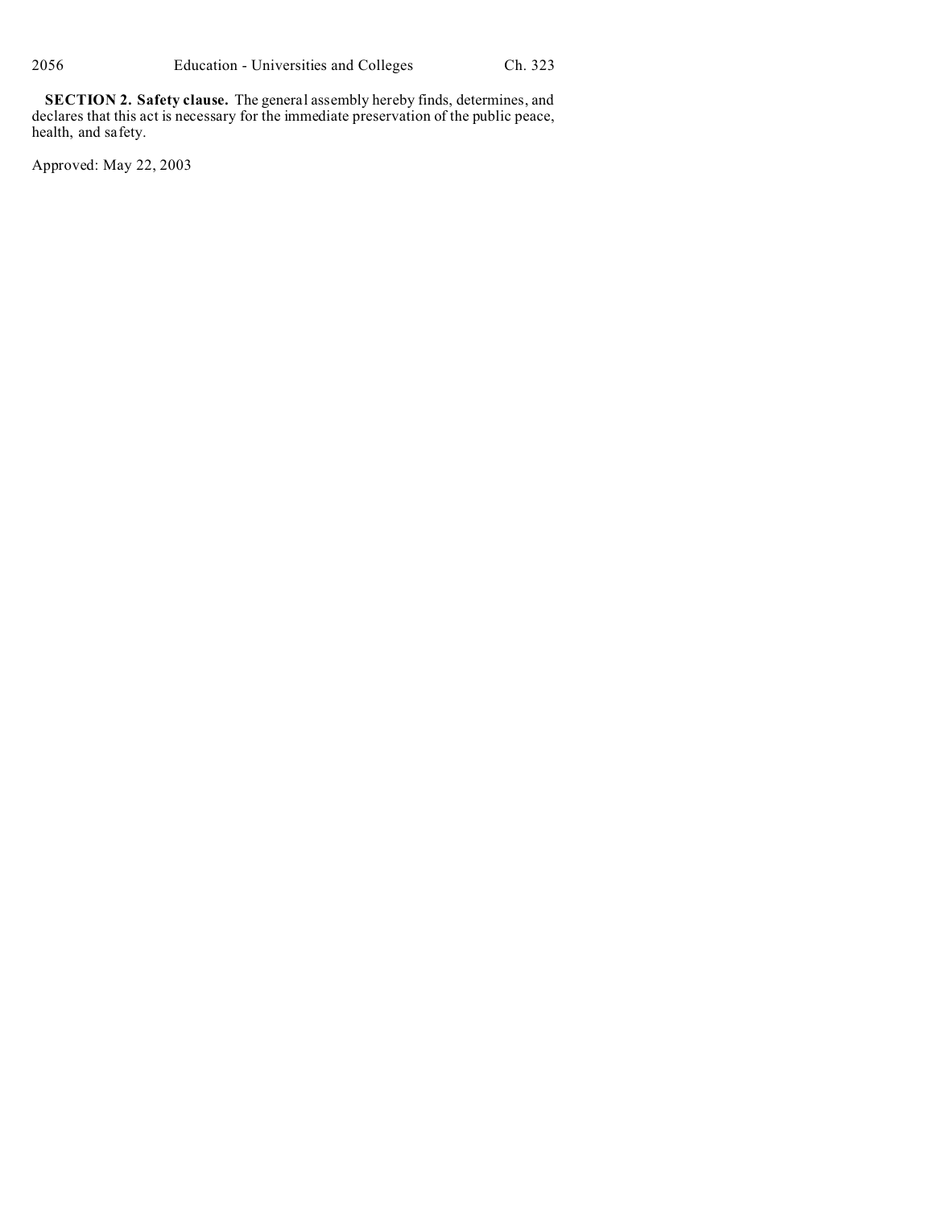**SECTION 2. Safety clause.** The general assembly hereby finds, determines, and declares that this act is necessary for the immediate preservation of the public peace, health, and safety.

Approved: May 22, 2003